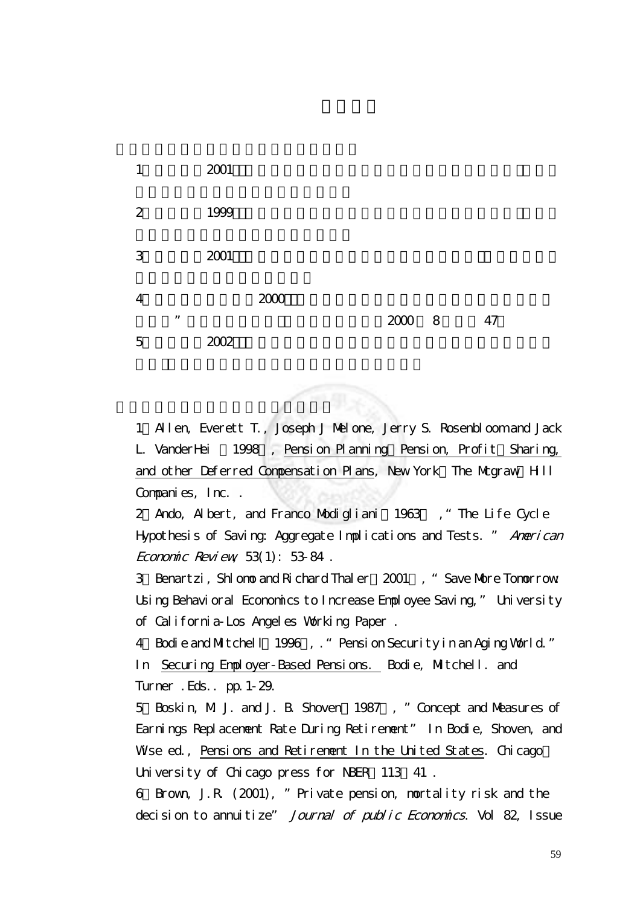1　　2001

2　　1999

3　　2001

4　　2000
”　　2000　8　47

5　　2002

1．Allen, Everett T., Joseph J Melone, Jerry S. Rosenbloom and Jack L. VanderHei （1998）, Pension Planning：Pension, Profit－Sharing, and other Deferred Compensation Plans, New York：The Mcgraw－Hill Companies, Inc. .

2．Ando, Albert, and Franco Modigliani （1963）,“The Life Cycle Hypothesis of Saving: Aggregate Implications and Tests.” *American Economic Review*, 53(1): 53-84 .

3．Benartzi, Shlomo and Richard Thaler（2001）, “Save More Tomorrow: Using Behavioral Economics to Increase Employee Saving,” University of California-Los Angeles Working Paper .

4．Bodie and Mitchell（1996）, .“Pension Security in an Aging World.” In Securing Employer-Based Pensions. Bodie, Mitchell. and Turner .Eds.. pp.1-29.

5．Boskin, M. J. and J. B. Shoven（1987）, ”Concept and Measures of Earnings Replacement Rate During Retirement” In Bodie, Shoven, and Wise ed., Pensions and Retirement In the United States. Chicago：University of Chicago press for NBER：113－41 .

6．Brown, J.R. (2001), ”Private pension, mortality risk and the decision to annuitize” *Journal of public Economics*. Vol 82, Issue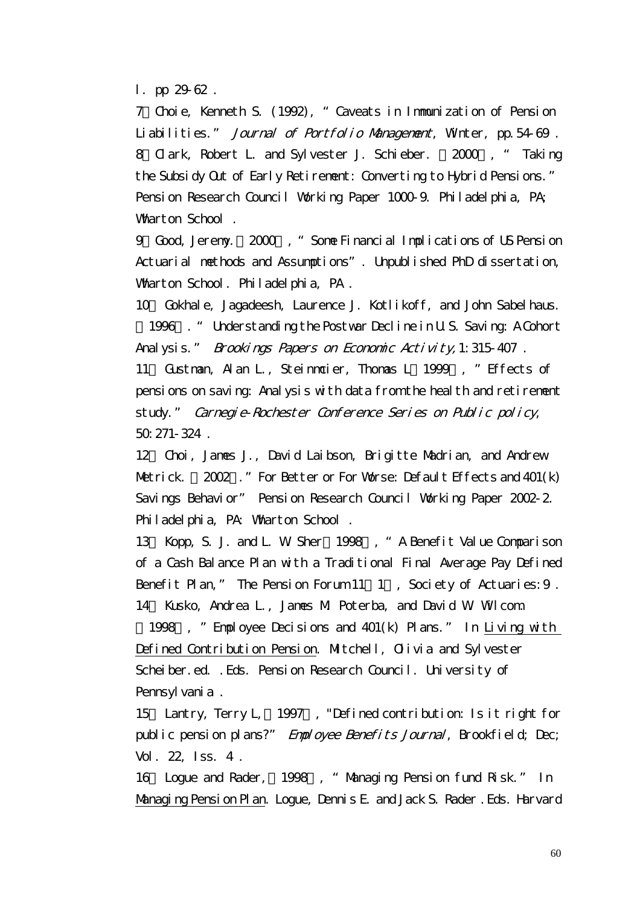l. pp 29-62 .

7、Choie, Kenneth S. (1992), "Caveats in Immunization of Pension Liabilities." *Journal of Portfolio Management*, Winter, pp.54-69 .

8、Clark, Robert L. and Sylvester J. Schieber. （2000）, " Taking the Subsidy Out of Early Retirement: Converting to Hybrid Pensions." Pension Research Council Working Paper 1000-9. Philadelphia, PA; Wharton School .

9、Good, Jeremy. （2000）, "Some Financial Implications of US Pension Actuarial methods and Assumptions". Unpublished PhD dissertation, Wharton School. Philadelphia, PA .

10、Gokhale, Jagadeesh, Laurence J. Kotlikoff, and John Sabelhaus. （1996）. " Understanding the Postwar Decline in U.S. Saving: A Cohort Analysis." *Brookings Papers on Economic Activity*, 1: 315-407 .

11、Gustman, Alan L., Steinmeier, Thomas L（1999）, "Effects of pensions on saving: Analysis with data from the health and retirement study." *Carnegie-Rochester Conference Series on Public policy*, 50: 271-324 .

12、Choi, James J., David Laibson, Brigitte Madrian, and Andrew Metrick. （2002）."For Better or For Worse: Default Effects and 401(k) Savings Behavior" Pension Research Council Working Paper 2002-2. Philadelphia, PA: Wharton School .

13、Kopp, S. J. and L. W. Sher（1998）, "A Benefit Value Comparison of a Cash Balance Plan with a Traditional Final Average Pay Defined Benefit Plan," The Pension Forum 11（1）, Society of Actuaries: 9 .

14、Kusko, Andrea L., James M. Poterba, and David W. Wilcom. （1998）, "Employee Decisions and 401(k) Plans." In <u>Living with Defined Contribution Pension</u>. Mitchell, Olivia and Sylvester Scheiber. ed. . Eds. Pension Research Council. University of Pennsylvania .

15、Lantry, Terry L,（1997）, "Defined contribution: Is it right for public pension plans?" *Employee Benefits Journal*, Brookfield; Dec; Vol. 22, Iss. 4 .

16、Logue and Rader,（1998）, "Managing Pension fund Risk." In <u>Managing Pension Plan</u>. Logue, Dennis E. and Jack S. Rader . Eds. Harvard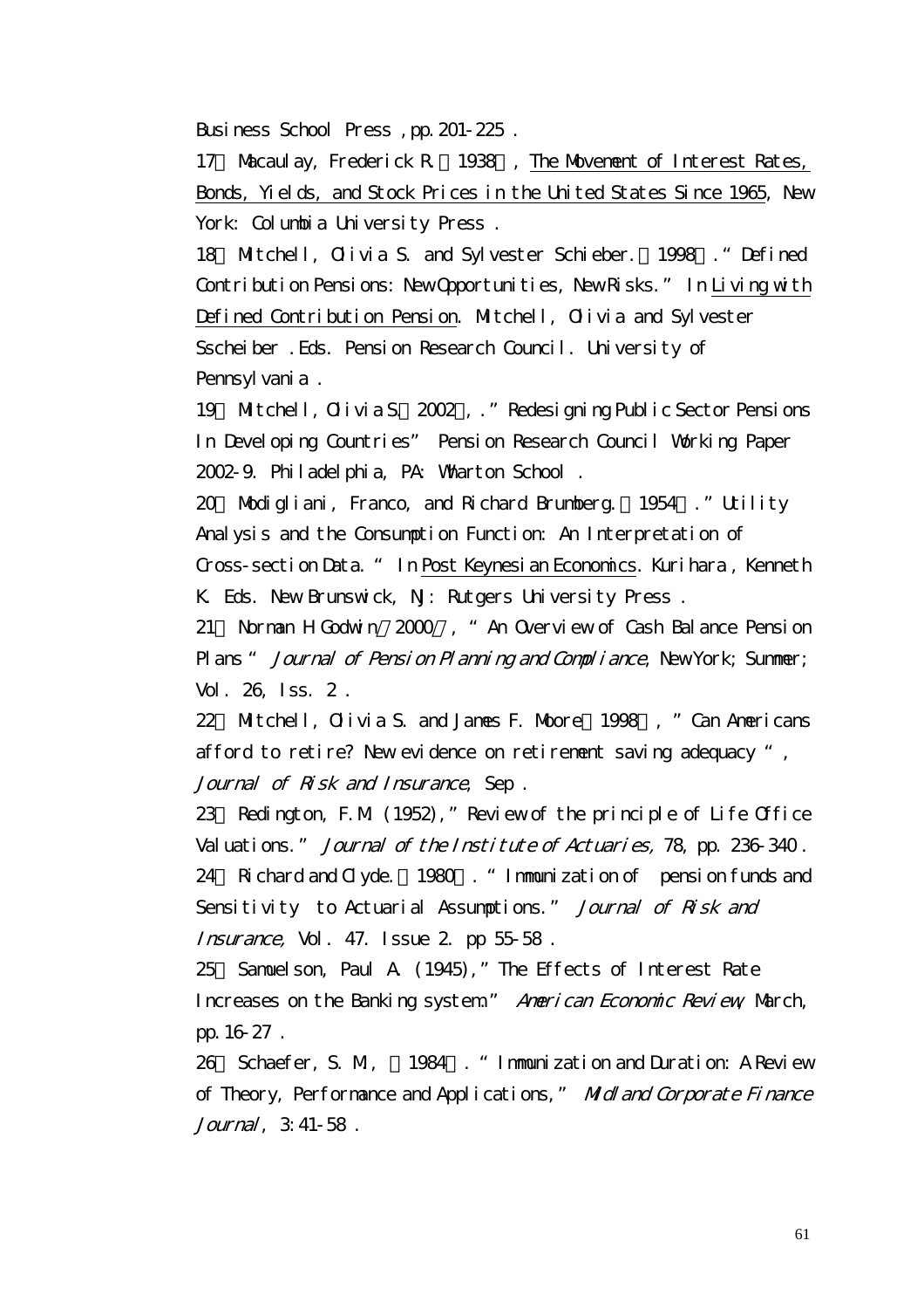Business School Press ,pp.201-225 .

17、Macaulay, Frederick R.（1938）, The Movement of Interest Rates, Bonds, Yields, and Stock Prices in the United States Since 1965, New York: Columbia University Press .

18、Mitchell, Olivia S. and Sylvester Schieber.（1998）.“Defined Contribution Pensions: New Opportunities, New Risks.” In Living with Defined Contribution Pension. Mitchell, Olivia and Sylvester Sscheiber .Eds. Pension Research Council. University of Pennsylvania .

19、Mitchell, Olivia S.（2002）,.”Redesigning Public Sector Pensions In Developing Countries” Pension Research Council Working Paper 2002-9. Philadelphia, PA: Wharton School .

20、Modigliani, Franco, and Richard Brumberg.（1954）.”Utility Analysis and the Consumption Function: An Interpretation of Cross-section Data.“ In Post Keynesian Economics. Kurihara , Kenneth K. Eds. New Brunswick, NJ: Rutgers University Press .

21、Norman H Godwin（2000）,“An Overview of Cash Balance Pension Plans“ *Journal of Pension Planning and Compliance*, New York; Summer; Vol. 26, Iss. 2 .

22、Mitchell, Olivia S. and James F. Moore（1998）,”Can Americans afford to retire? New evidence on retirement saving adequacy“, *Journal of Risk and Insurance*; Sep .

23、Redington, F.M. (1952),”Review of the principle of Life Office Valuations.” *Journal of the Institute of Actuaries,* 78, pp. 236-340 .

24、Richard and Clyde.（1980）.“Immunization of pension funds and Sensitivity to Actuarial Assumptions.” *Journal of Risk and Insurance,* Vol. 47. Issue 2. pp 55-58 .

25、Samuelson, Paul A. (1945),”The Effects of Interest Rate Increases on the Banking system.” *American Economic Review*, March, pp.16-27 .

26、Schaefer, S. M.,（1984）.“Immunization and Duration: A Review of Theory, Performance and Applications,” *Midland Corporate Finance Journal*, 3:41-58 .